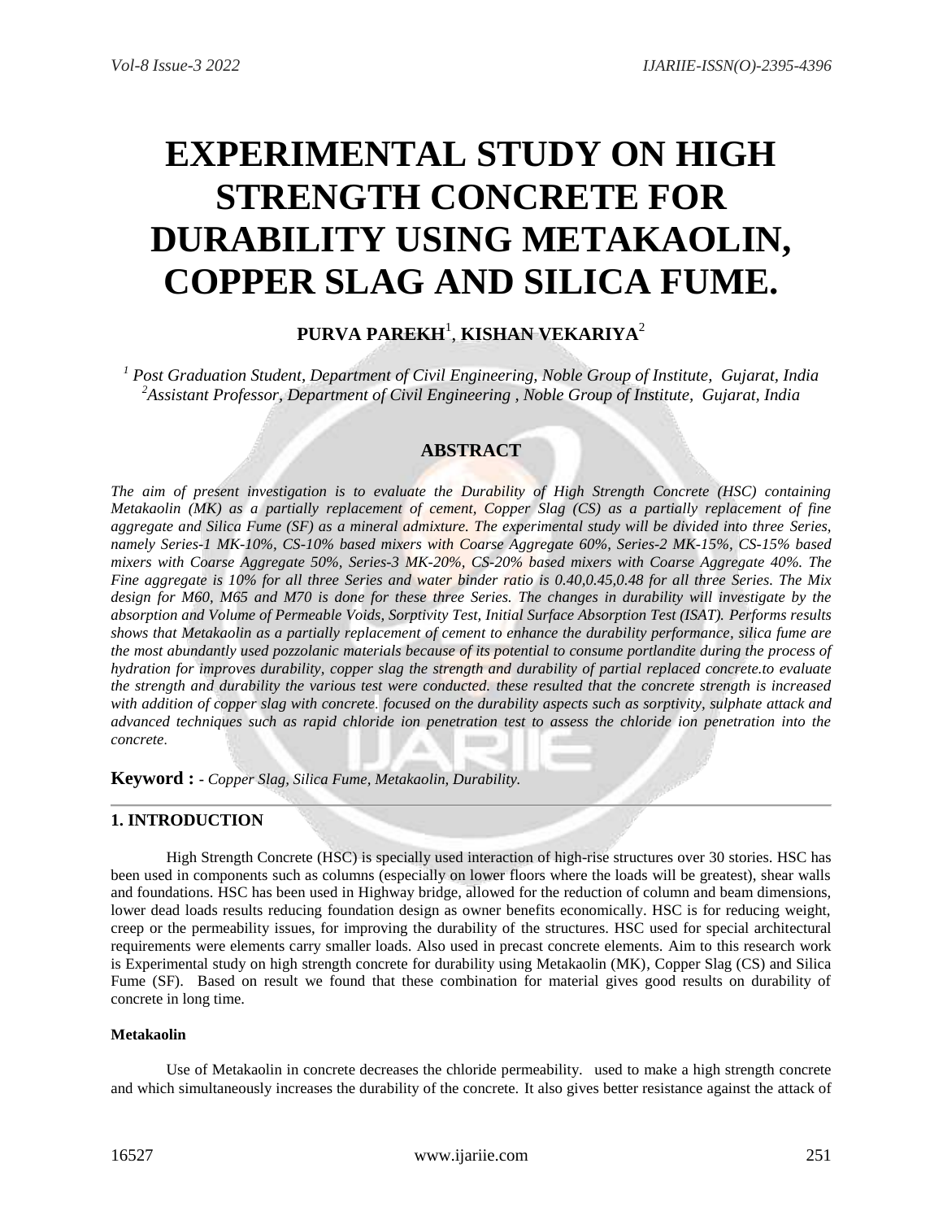# EXPERIMENTAL STUDY ON HIGH STRENGTH CONCRETE FOR DURABILITY USING METAKAOLIN, COPPER SLAG AND SILICA FUME.

**PURVA PAREKH**[1], **KISHAN VEKARIYA**[2]

*[1] Post Graduation Student, Department of Civil Engineering, Noble Group of Institute, Gujarat, India*
*[2]Assistant Professor, Department of Civil Engineering , Noble Group of Institute, Gujarat, India*

## ABSTRACT

*The aim of present investigation is to evaluate the Durability of High Strength Concrete (HSC) containing Metakaolin (MK) as a partially replacement of cement, Copper Slag (CS) as a partially replacement of fine aggregate and Silica Fume (SF) as a mineral admixture. The experimental study will be divided into three Series, namely Series-1 MK-10%, CS-10% based mixers with Coarse Aggregate 60%, Series-2 MK-15%, CS-15% based mixers with Coarse Aggregate 50%, Series-3 MK-20%, CS-20% based mixers with Coarse Aggregate 40%. The Fine aggregate is 10% for all three Series and water binder ratio is 0.40,0.45,0.48 for all three Series. The Mix design for M60, M65 and M70 is done for these three Series. The changes in durability will investigate by the absorption and Volume of Permeable Voids, Sorptivity Test, Initial Surface Absorption Test (ISAT). Performs results shows that Metakaolin as a partially replacement of cement to enhance the durability performance, silica fume are the most abundantly used pozzolanic materials because of its potential to consume portlandite during the process of hydration for improves durability, copper slag the strength and durability of partial replaced concrete.to evaluate the strength and durability the various test were conducted. these resulted that the concrete strength is increased with addition of copper slag with concrete. focused on the durability aspects such as sorptivity, sulphate attack and advanced techniques such as rapid chloride ion penetration test to assess the chloride ion penetration into the concrete.*

**Keyword :** - *Copper Slag, Silica Fume, Metakaolin, Durability.*

## 1. INTRODUCTION

High Strength Concrete (HSC) is specially used interaction of high-rise structures over 30 stories. HSC has been used in components such as columns (especially on lower floors where the loads will be greatest), shear walls and foundations. HSC has been used in Highway bridge, allowed for the reduction of column and beam dimensions, lower dead loads results reducing foundation design as owner benefits economically. HSC is for reducing weight, creep or the permeability issues, for improving the durability of the structures. HSC used for special architectural requirements were elements carry smaller loads. Also used in precast concrete elements. Aim to this research work is Experimental study on high strength concrete for durability using Metakaolin (MK), Copper Slag (CS) and Silica Fume (SF). Based on result we found that these combination for material gives good results on durability of concrete in long time.

#### Metakaolin

Use of Metakaolin in concrete decreases the chloride permeability. used to make a high strength concrete and which simultaneously increases the durability of the concrete. It also gives better resistance against the attack of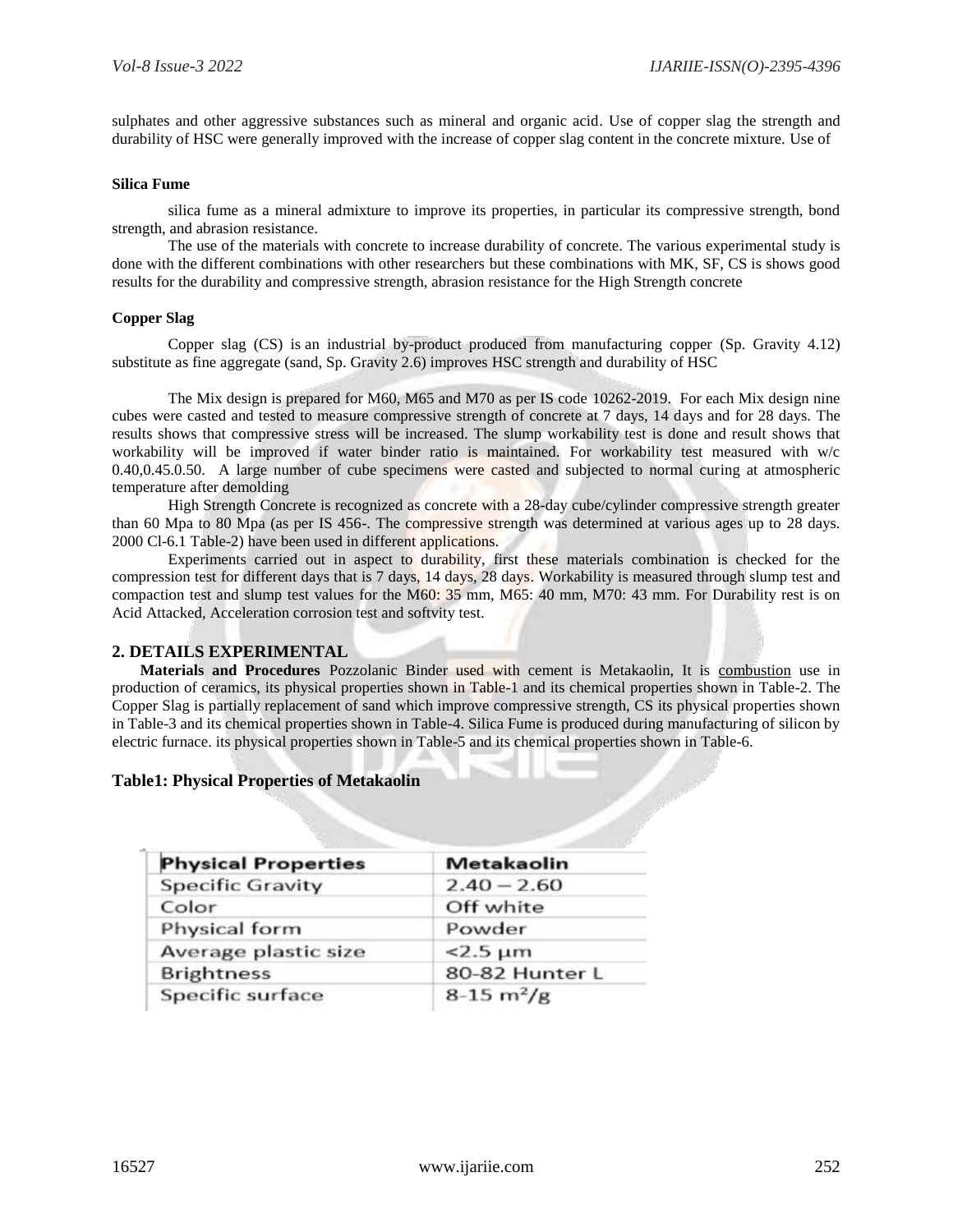sulphates and other aggressive substances such as mineral and organic acid. Use of copper slag the strength and durability of HSC were generally improved with the increase of copper slag content in the concrete mixture. Use of

**Silica Fume**

silica fume as a mineral admixture to improve its properties, in particular its compressive strength, bond strength, and abrasion resistance.

The use of the materials with concrete to increase durability of concrete. The various experimental study is done with the different combinations with other researchers but these combinations with MK, SF, CS is shows good results for the durability and compressive strength, abrasion resistance for the High Strength concrete

**Copper Slag**

Copper slag (CS) is an industrial by-product produced from manufacturing copper (Sp. Gravity 4.12) substitute as fine aggregate (sand, Sp. Gravity 2.6) improves HSC strength and durability of HSC

The Mix design is prepared for M60, M65 and M70 as per IS code 10262-2019. For each Mix design nine cubes were casted and tested to measure compressive strength of concrete at 7 days, 14 days and for 28 days. The results shows that compressive stress will be increased. The slump workability test is done and result shows that workability will be improved if water binder ratio is maintained. For workability test measured with w/c 0.40,0.45.0.50. A large number of cube specimens were casted and subjected to normal curing at atmospheric temperature after demolding

High Strength Concrete is recognized as concrete with a 28-day cube/cylinder compressive strength greater than 60 Mpa to 80 Mpa (as per IS 456-. The compressive strength was determined at various ages up to 28 days. 2000 Cl-6.1 Table-2) have been used in different applications.

Experiments carried out in aspect to durability, first these materials combination is checked for the compression test for different days that is 7 days, 14 days, 28 days. Workability is measured through slump test and compaction test and slump test values for the M60: 35 mm, M65: 40 mm, M70: 43 mm. For Durability rest is on Acid Attacked, Acceleration corrosion test and softvity test.

## 2. DETAILS EXPERIMENTAL

**Materials and Procedures** Pozzolanic Binder used with cement is Metakaolin, It is combustion use in production of ceramics, its physical properties shown in Table-1 and its chemical properties shown in Table-2. The Copper Slag is partially replacement of sand which improve compressive strength, CS its physical properties shown in Table-3 and its chemical properties shown in Table-4. Silica Fume is produced during manufacturing of silicon by electric furnace. its physical properties shown in Table-5 and its chemical properties shown in Table-6.

**Table1: Physical Properties of Metakaolin**

| Physical Properties | Metakaolin |
|---|---|
| Specific Gravity | 2.40 – 2.60 |
| Color | Off white |
| Physical form | Powder |
| Average plastic size | <2.5 μm |
| Brightness | 80-82 Hunter L |
| Specific surface | 8-15 $m^2/g$ |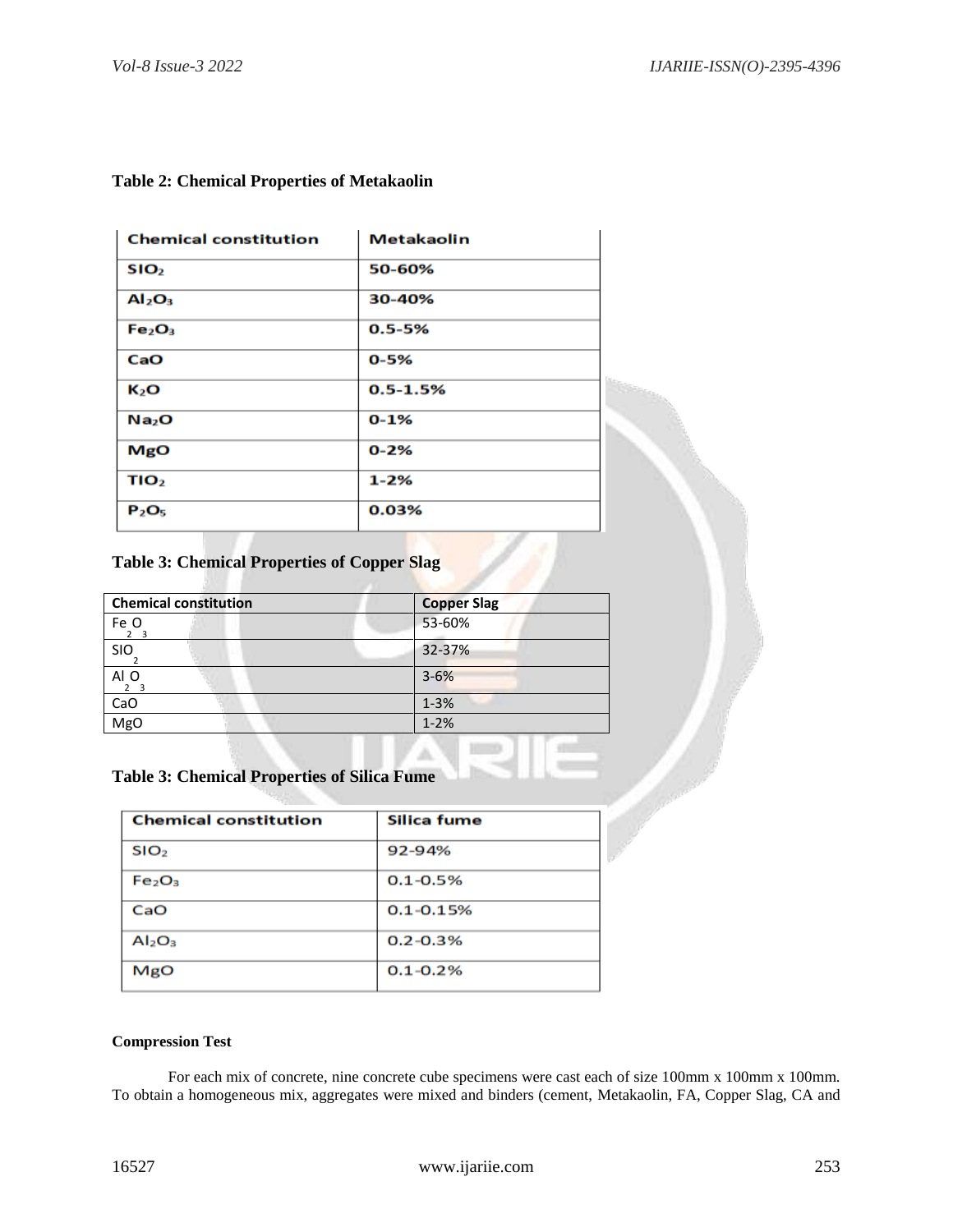**Table 2: Chemical Properties of Metakaolin**

| Chemical constitution | Metakaolin |
|---|---|
| $SIO_2$ | 50-60% |
| $Al_2O_3$ | 30-40% |
| $Fe_2O_3$ | 0.5-5% |
| CaO | 0-5% |
| $K_2O$ | 0.5-1.5% |
| $Na_2O$ | 0-1% |
| MgO | 0-2% |
| $TIO_2$ | 1-2% |
| $P_2O_5$ | 0.03% |

**Table 3: Chemical Properties of Copper Slag**

| Chemical constitution | Copper Slag |
|---|---|
| $Fe_2O_3$ | 53-60% |
| $SIO_2$ | 32-37% |
| $Al_2O_3$ | 3-6% |
| CaO | 1-3% |
| MgO | 1-2% |

**Table 3: Chemical Properties of Silica Fume**

| Chemical constitution | Silica fume |
|---|---|
| $SIO_2$ | 92-94% |
| $Fe_2O_3$ | 0.1-0.5% |
| CaO | 0.1-0.15% |
| $Al_2O_3$ | 0.2-0.3% |
| MgO | 0.1-0.2% |

**Compression Test**

For each mix of concrete, nine concrete cube specimens were cast each of size 100mm x 100mm x 100mm. To obtain a homogeneous mix, aggregates were mixed and binders (cement, Metakaolin, FA, Copper Slag, CA and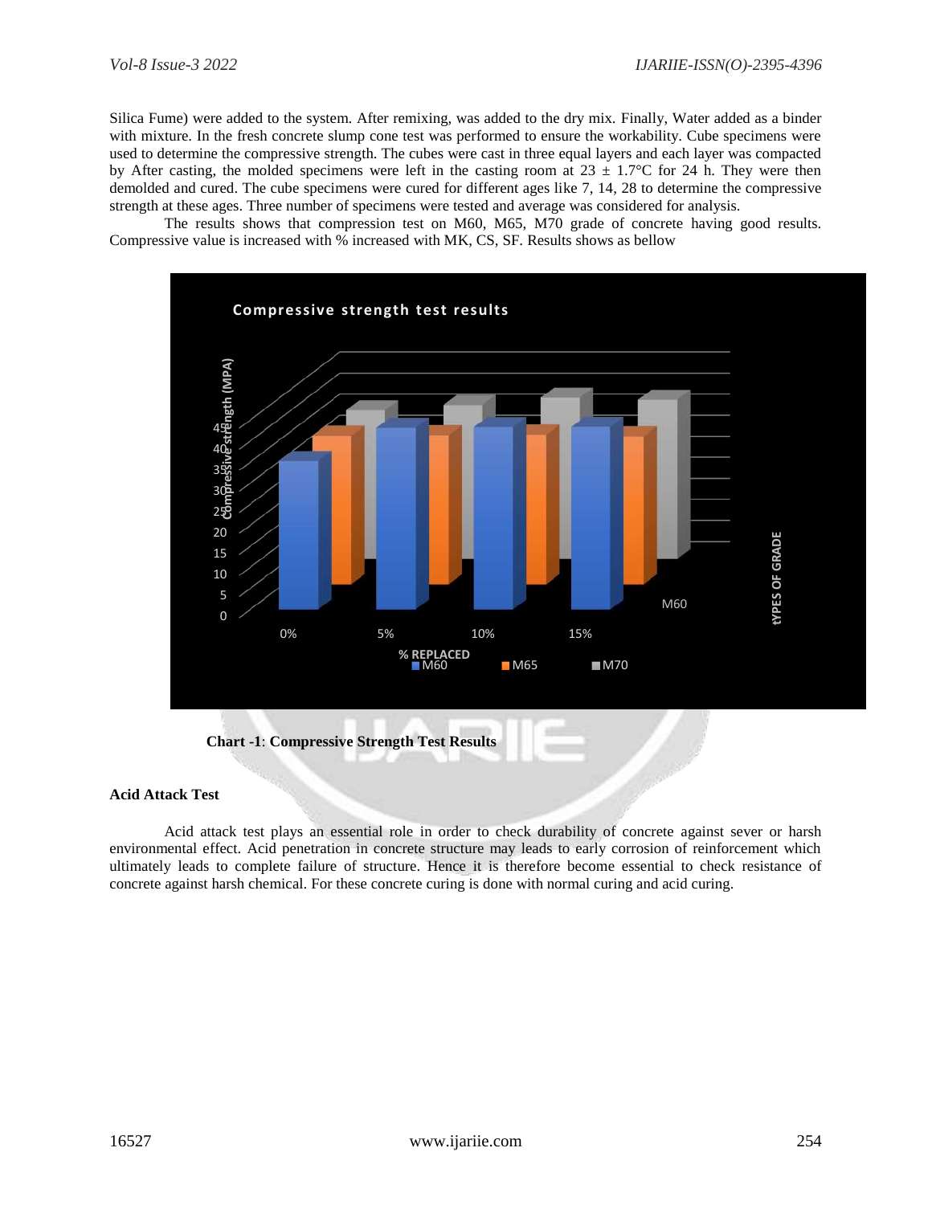Silica Fume) were added to the system. After remixing, was added to the dry mix. Finally, Water added as a binder with mixture. In the fresh concrete slump cone test was performed to ensure the workability. Cube specimens were used to determine the compressive strength. The cubes were cast in three equal layers and each layer was compacted by After casting, the molded specimens were left in the casting room at 23 ± 1.7°C for 24 h. They were then demolded and cured. The cube specimens were cured for different ages like 7, 14, 28 to determine the compressive strength at these ages. Three number of specimens were tested and average was considered for analysis.

The results shows that compression test on M60, M65, M70 grade of concrete having good results. Compressive value is increased with % increased with MK, CS, SF. Results shows as bellow

**Chart -1**: **Compressive Strength Test Results**

**Acid Attack Test**

Acid attack test plays an essential role in order to check durability of concrete against sever or harsh environmental effect. Acid penetration in concrete structure may leads to early corrosion of reinforcement which ultimately leads to complete failure of structure. Hence it is therefore become essential to check resistance of concrete against harsh chemical. For these concrete curing is done with normal curing and acid curing.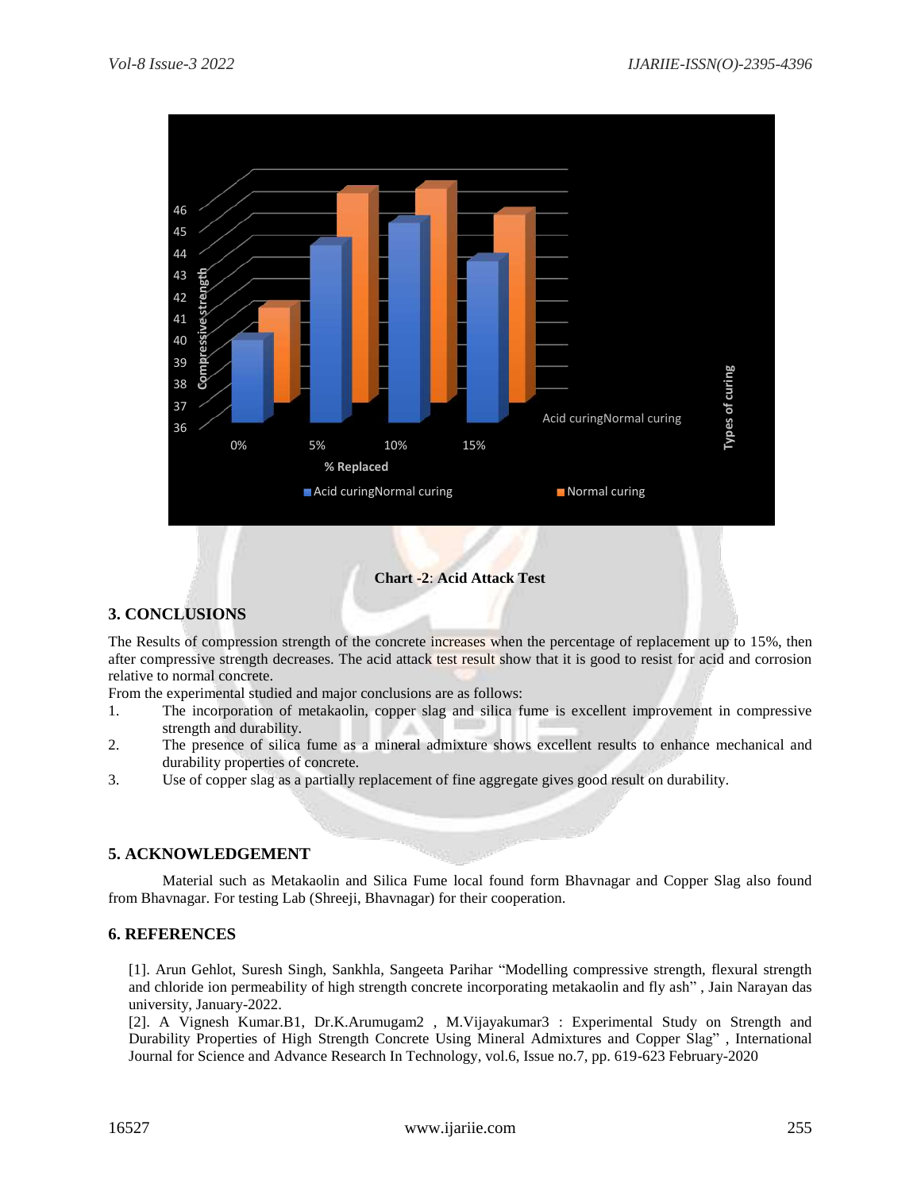**Chart -2**: **Acid Attack Test**

## 3. CONCLUSIONS

The Results of compression strength of the concrete increases when the percentage of replacement up to 15%, then after compressive strength decreases. The acid attack test result show that it is good to resist for acid and corrosion relative to normal concrete.

From the experimental studied and major conclusions are as follows:

1. The incorporation of metakaolin, copper slag and silica fume is excellent improvement in compressive strength and durability.
2. The presence of silica fume as a mineral admixture shows excellent results to enhance mechanical and durability properties of concrete.
3. Use of copper slag as a partially replacement of fine aggregate gives good result on durability.

## 5. ACKNOWLEDGEMENT

Material such as Metakaolin and Silica Fume local found form Bhavnagar and Copper Slag also found from Bhavnagar. For testing Lab (Shreeji, Bhavnagar) for their cooperation.

## 6. REFERENCES

[1]. Arun Gehlot, Suresh Singh, Sankhla, Sangeeta Parihar "Modelling compressive strength, flexural strength and chloride ion permeability of high strength concrete incorporating metakaolin and fly ash" , Jain Narayan das university, January-2022.

[2]. A Vignesh Kumar.B1, Dr.K.Arumugam2 , M.Vijayakumar3 : Experimental Study on Strength and Durability Properties of High Strength Concrete Using Mineral Admixtures and Copper Slag" , International Journal for Science and Advance Research In Technology, vol.6, Issue no.7, pp. 619-623 February-2020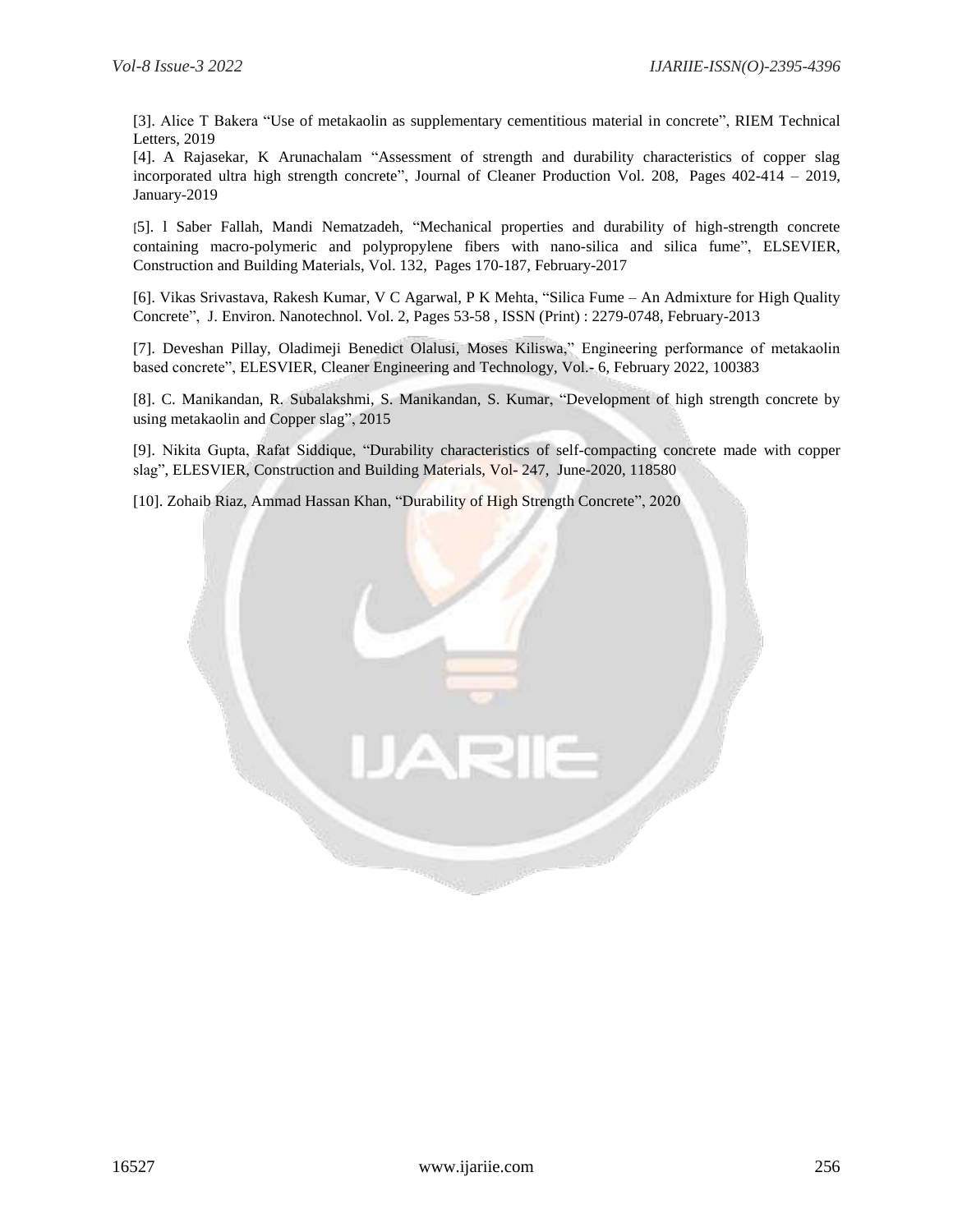[3]. Alice T Bakera "Use of metakaolin as supplementary cementitious material in concrete", RIEM Technical Letters, 2019

[4]. A Rajasekar, K Arunachalam "Assessment of strength and durability characteristics of copper slag incorporated ultra high strength concrete", Journal of Cleaner Production Vol. 208, Pages 402-414 – 2019, January-2019

[5]. l Saber Fallah, Mandi Nematzadeh, "Mechanical properties and durability of high-strength concrete containing macro-polymeric and polypropylene fibers with nano-silica and silica fume", ELSEVIER, Construction and Building Materials, Vol. 132, Pages 170-187, February-2017

[6]. Vikas Srivastava, Rakesh Kumar, V C Agarwal, P K Mehta, "Silica Fume – An Admixture for High Quality Concrete", J. Environ. Nanotechnol. Vol. 2, Pages 53-58 , ISSN (Print) : 2279-0748, February-2013

[7]. Deveshan Pillay, Oladimeji Benedict Olalusi, Moses Kiliswa," Engineering performance of metakaolin based concrete", ELESVIER, Cleaner Engineering and Technology, Vol.- 6, February 2022, 100383

[8]. C. Manikandan, R. Subalakshmi, S. Manikandan, S. Kumar, "Development of high strength concrete by using metakaolin and Copper slag", 2015

[9]. Nikita Gupta, Rafat Siddique, "Durability characteristics of self-compacting concrete made with copper slag", ELESVIER, Construction and Building Materials, Vol- 247, June-2020, 118580

[10]. Zohaib Riaz, Ammad Hassan Khan, "Durability of High Strength Concrete", 2020